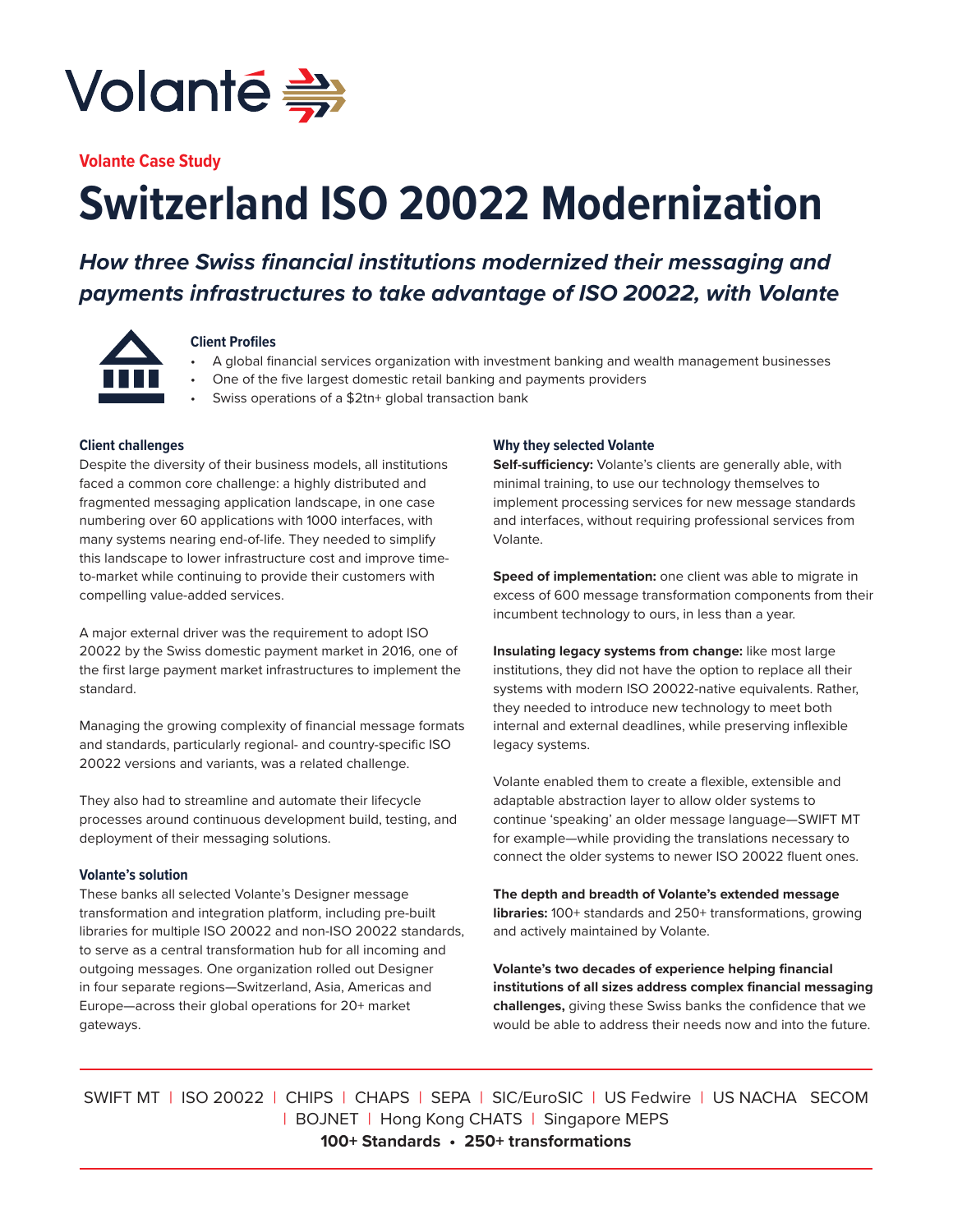Volanté

**Volante Case Study**

# Switzerland ISO 20022 Modernization

***How three Swiss financial institutions modernized their messaging and payments infrastructures to take advantage of ISO 20022, with Volante***

### Client Profiles

- A global financial services organization with investment banking and wealth management businesses
- One of the five largest domestic retail banking and payments providers
- Swiss operations of a $2tn+ global transaction bank

### Client challenges

Despite the diversity of their business models, all institutions faced a common core challenge: a highly distributed and fragmented messaging application landscape, in one case numbering over 60 applications with 1000 interfaces, with many systems nearing end-of-life. They needed to simplify this landscape to lower infrastructure cost and improve time-to-market while continuing to provide their customers with compelling value-added services.

A major external driver was the requirement to adopt ISO 20022 by the Swiss domestic payment market in 2016, one of the first large payment market infrastructures to implement the standard.

Managing the growing complexity of financial message formats and standards, particularly regional- and country-specific ISO 20022 versions and variants, was a related challenge.

They also had to streamline and automate their lifecycle processes around continuous development build, testing, and deployment of their messaging solutions.

### Volante's solution

These banks all selected Volante's Designer message transformation and integration platform, including pre-built libraries for multiple ISO 20022 and non-ISO 20022 standards, to serve as a central transformation hub for all incoming and outgoing messages. One organization rolled out Designer in four separate regions—Switzerland, Asia, Americas and Europe—across their global operations for 20+ market gateways.

### Why they selected Volante

**Self-sufficiency:** Volante's clients are generally able, with minimal training, to use our technology themselves to implement processing services for new message standards and interfaces, without requiring professional services from Volante.

**Speed of implementation:** one client was able to migrate in excess of 600 message transformation components from their incumbent technology to ours, in less than a year.

**Insulating legacy systems from change:** like most large institutions, they did not have the option to replace all their systems with modern ISO 20022-native equivalents. Rather, they needed to introduce new technology to meet both internal and external deadlines, while preserving inflexible legacy systems.

Volante enabled them to create a flexible, extensible and adaptable abstraction layer to allow older systems to continue 'speaking' an older message language—SWIFT MT for example—while providing the translations necessary to connect the older systems to newer ISO 20022 fluent ones.

**The depth and breadth of Volante's extended message libraries:** 100+ standards and 250+ transformations, growing and actively maintained by Volante.

**Volante's two decades of experience helping financial institutions of all sizes address complex financial messaging challenges,** giving these Swiss banks the confidence that we would be able to address their needs now and into the future.

---

SWIFT MT | ISO 20022 | CHIPS | CHAPS | SEPA | SIC/EuroSIC | US Fedwire | US NACHA SECOM | BOJNET | Hong Kong CHATS | Singapore MEPS

**100+ Standards • 250+ transformations**

---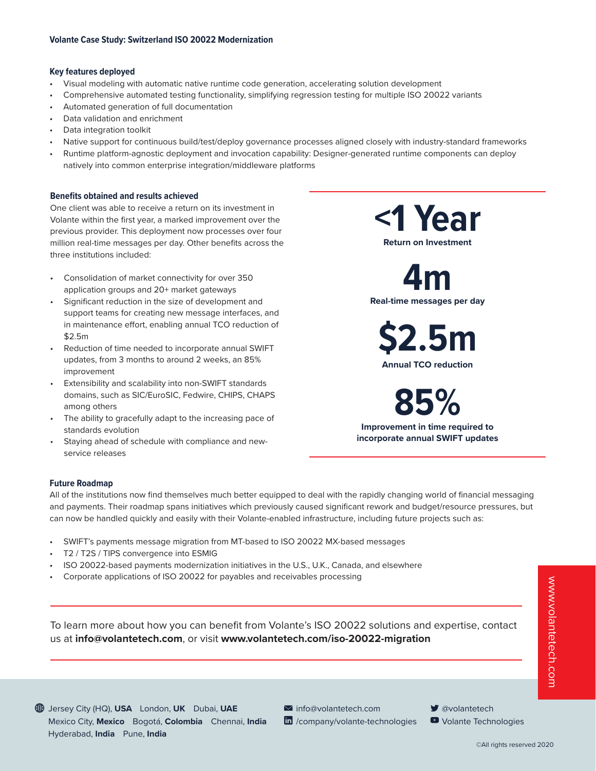**Volante Case Study: Switzerland ISO 20022 Modernization**

### Key features deployed

- Visual modeling with automatic native runtime code generation, accelerating solution development
- Comprehensive automated testing functionality, simplifying regression testing for multiple ISO 20022 variants
- Automated generation of full documentation
- Data validation and enrichment
- Data integration toolkit
- Native support for continuous build/test/deploy governance processes aligned closely with industry-standard frameworks
- Runtime platform-agnostic deployment and invocation capability: Designer-generated runtime components can deploy natively into common enterprise integration/middleware platforms

### Benefits obtained and results achieved

One client was able to receive a return on its investment in Volante within the first year, a marked improvement over the previous provider. This deployment now processes over four million real-time messages per day. Other benefits across the three institutions included:

- Consolidation of market connectivity for over 350 application groups and 20+ market gateways
- Significant reduction in the size of development and support teams for creating new message interfaces, and in maintenance effort, enabling annual TCO reduction of $2.5m
- Reduction of time needed to incorporate annual SWIFT updates, from 3 months to around 2 weeks, an 85% improvement
- Extensibility and scalability into non-SWIFT standards domains, such as SIC/EuroSIC, Fedwire, CHIPS, CHAPS among others
- The ability to gracefully adapt to the increasing pace of standards evolution
- Staying ahead of schedule with compliance and new-service releases

**<1 Year**
**Return on Investment**

**4m**
**Real-time messages per day**

**$2.5m**
**Annual TCO reduction**

**85%**
**Improvement in time required to incorporate annual SWIFT updates**

### Future Roadmap

All of the institutions now find themselves much better equipped to deal with the rapidly changing world of financial messaging and payments. Their roadmap spans initiatives which previously caused significant rework and budget/resource pressures, but can now be handled quickly and easily with their Volante-enabled infrastructure, including future projects such as:

- SWIFT's payments message migration from MT-based to ISO 20022 MX-based messages
- T2 / T2S / TIPS convergence into ESMIG
- ISO 20022-based payments modernization initiatives in the U.S., U.K., Canada, and elsewhere
- Corporate applications of ISO 20022 for payables and receivables processing

To learn more about how you can benefit from Volante's ISO 20022 solutions and expertise, contact us at **info@volantetech.com**, or visit **www.volantetech.com/iso-20022-migration**

www.volantetech.com

Jersey City (HQ), **USA** London, **UK** Dubai, **UAE** Mexico City, **Mexico** Bogotá, **Colombia** Chennai, **India** Hyderabad, **India** Pune, **India**

info@volantetech.com
/company/volante-technologies

@volantetech
Volante Technologies

©All rights reserved 2020